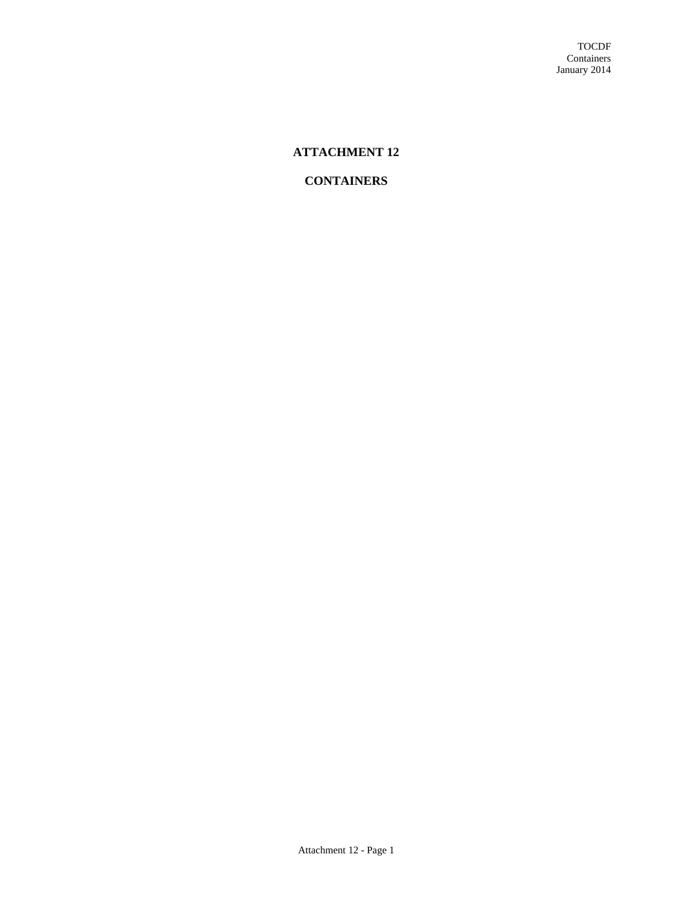# ATTACHMENT 12

# CONTAINERS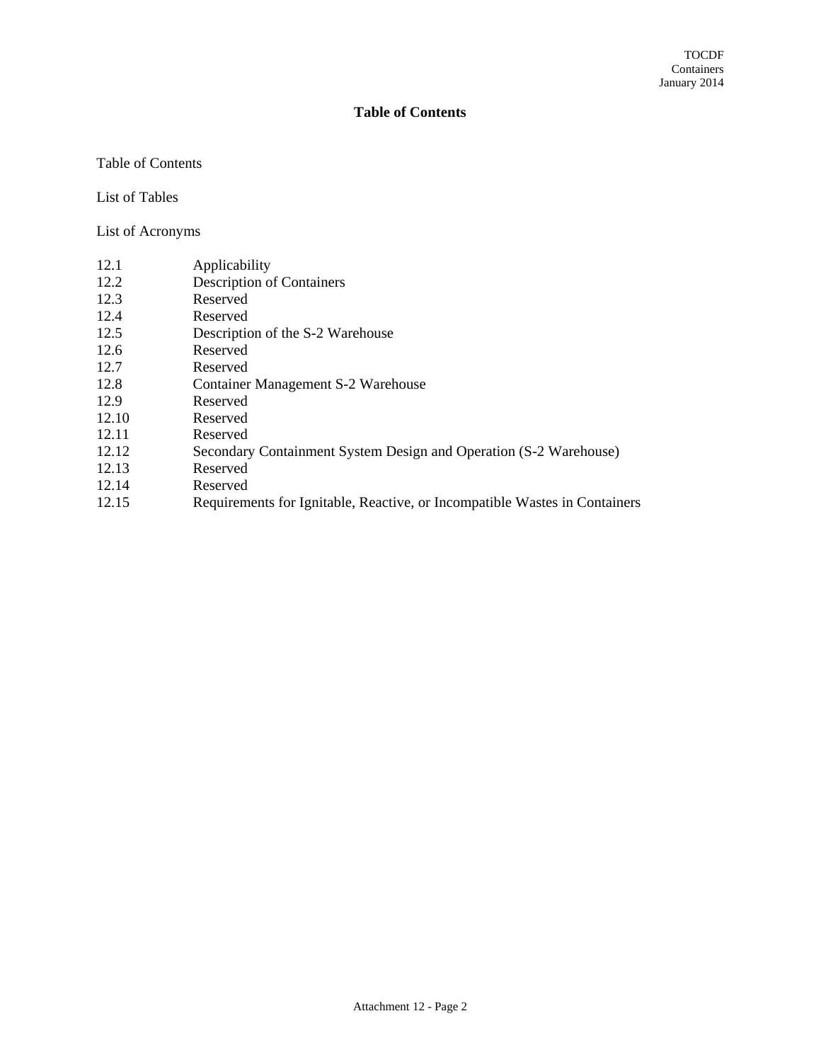## Table of Contents

Table of Contents

List of Tables

List of Acronyms

| | |
|---|---|
| 12.1 | Applicability |
| 12.2 | Description of Containers |
| 12.3 | Reserved |
| 12.4 | Reserved |
| 12.5 | Description of the S-2 Warehouse |
| 12.6 | Reserved |
| 12.7 | Reserved |
| 12.8 | Container Management S-2 Warehouse |
| 12.9 | Reserved |
| 12.10 | Reserved |
| 12.11 | Reserved |
| 12.12 | Secondary Containment System Design and Operation (S-2 Warehouse) |
| 12.13 | Reserved |
| 12.14 | Reserved |
| 12.15 | Requirements for Ignitable, Reactive, or Incompatible Wastes in Containers |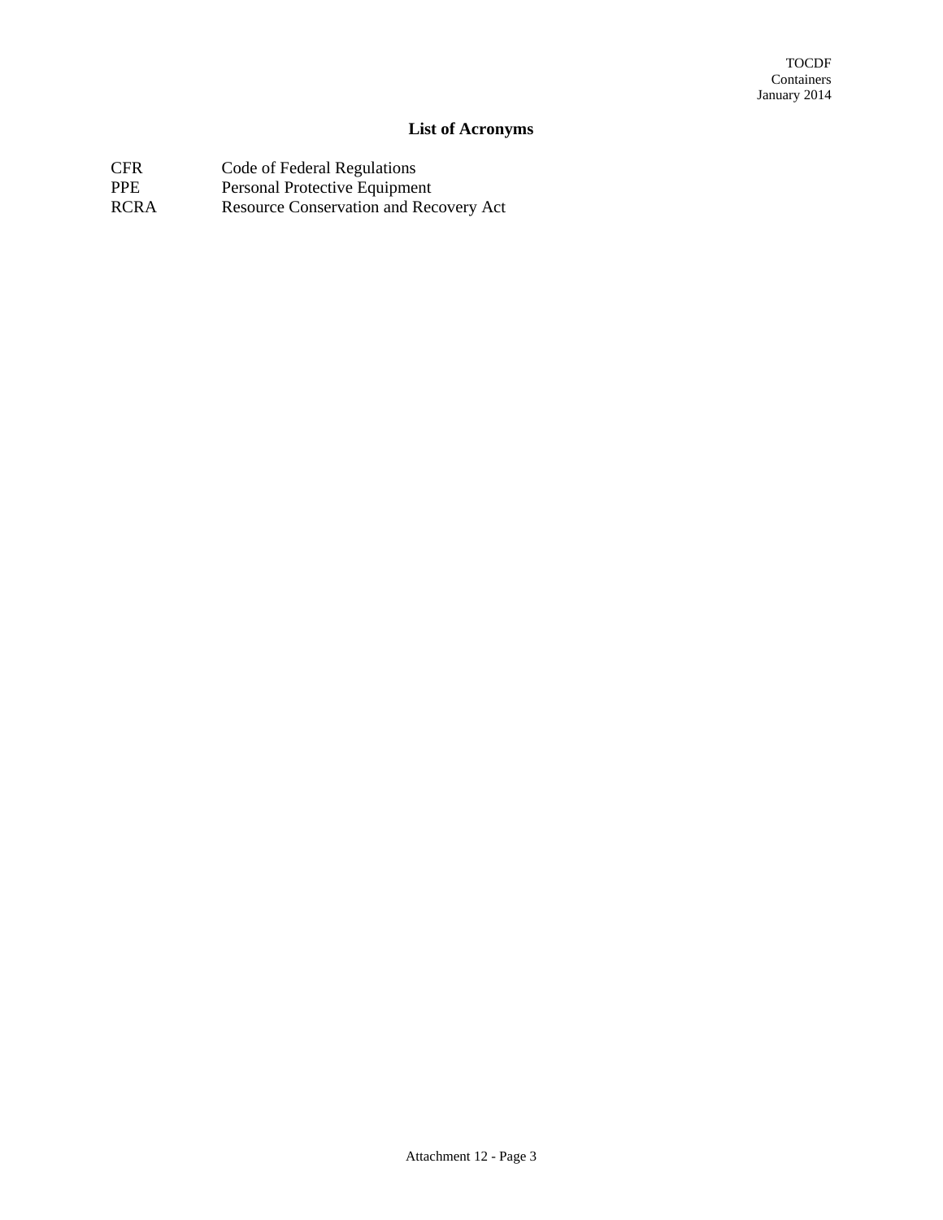# List of Acronyms

| | |
|---|---|
| CFR | Code of Federal Regulations |
| PPE | Personal Protective Equipment |
| RCRA | Resource Conservation and Recovery Act |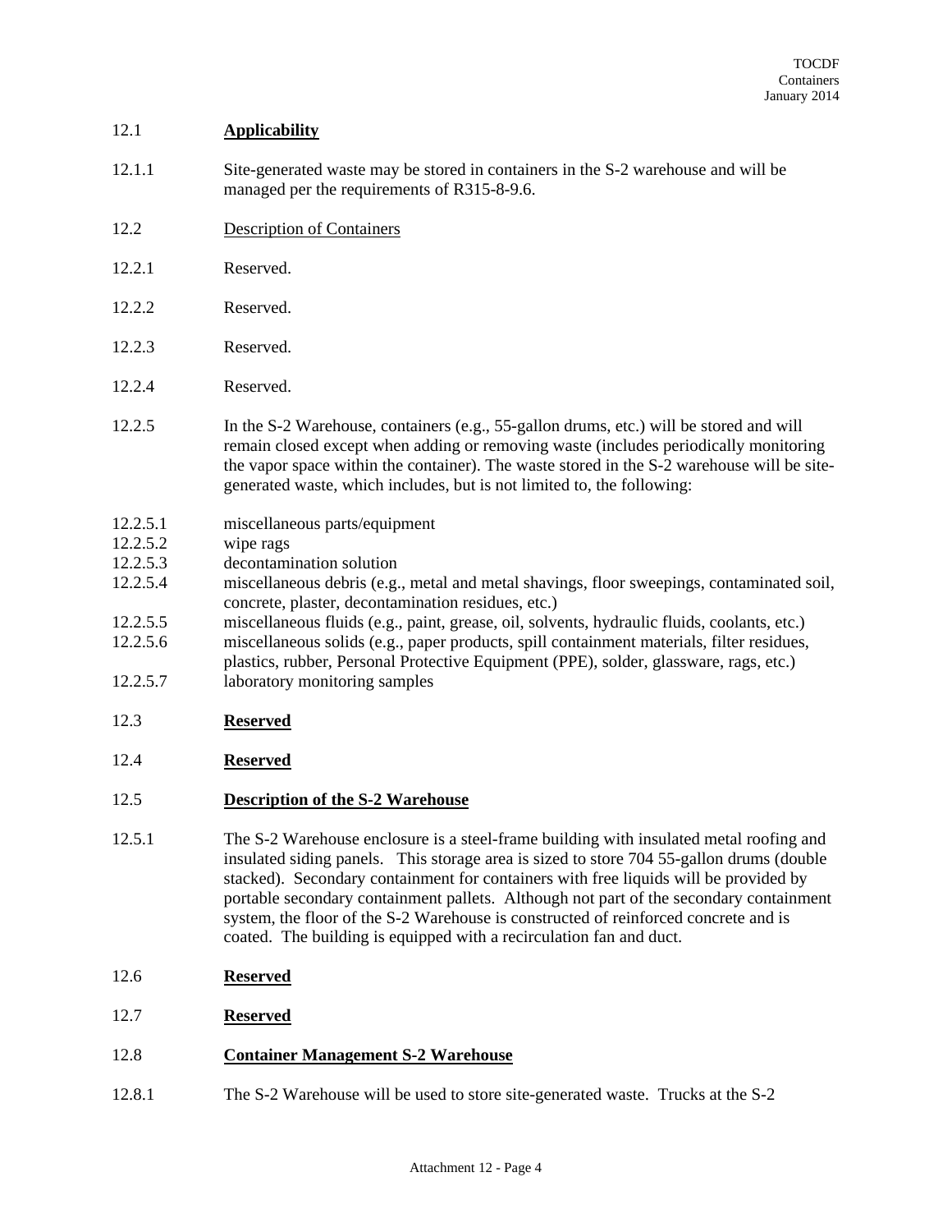## 12.1 **Applicability**

12.1.1 Site-generated waste may be stored in containers in the S-2 warehouse and will be managed per the requirements of R315-8-9.6.

## 12.2 Description of Containers

12.2.1 Reserved.

12.2.2 Reserved.

12.2.3 Reserved.

12.2.4 Reserved.

12.2.5 In the S-2 Warehouse, containers (e.g., 55-gallon drums, etc.) will be stored and will remain closed except when adding or removing waste (includes periodically monitoring the vapor space within the container). The waste stored in the S-2 warehouse will be site-generated waste, which includes, but is not limited to, the following:

12.2.5.1 miscellaneous parts/equipment

12.2.5.2 wipe rags

12.2.5.3 decontamination solution

12.2.5.4 miscellaneous debris (e.g., metal and metal shavings, floor sweepings, contaminated soil, concrete, plaster, decontamination residues, etc.)

12.2.5.5 miscellaneous fluids (e.g., paint, grease, oil, solvents, hydraulic fluids, coolants, etc.)

12.2.5.6 miscellaneous solids (e.g., paper products, spill containment materials, filter residues, plastics, rubber, Personal Protective Equipment (PPE), solder, glassware, rags, etc.)

12.2.5.7 laboratory monitoring samples

## 12.3 **Reserved**

## 12.4 **Reserved**

## 12.5 **Description of the S-2 Warehouse**

12.5.1 The S-2 Warehouse enclosure is a steel-frame building with insulated metal roofing and insulated siding panels. This storage area is sized to store 704 55-gallon drums (double stacked). Secondary containment for containers with free liquids will be provided by portable secondary containment pallets. Although not part of the secondary containment system, the floor of the S-2 Warehouse is constructed of reinforced concrete and is coated. The building is equipped with a recirculation fan and duct.

## 12.6 **Reserved**

## 12.7 **Reserved**

## 12.8 **Container Management S-2 Warehouse**

12.8.1 The S-2 Warehouse will be used to store site-generated waste. Trucks at the S-2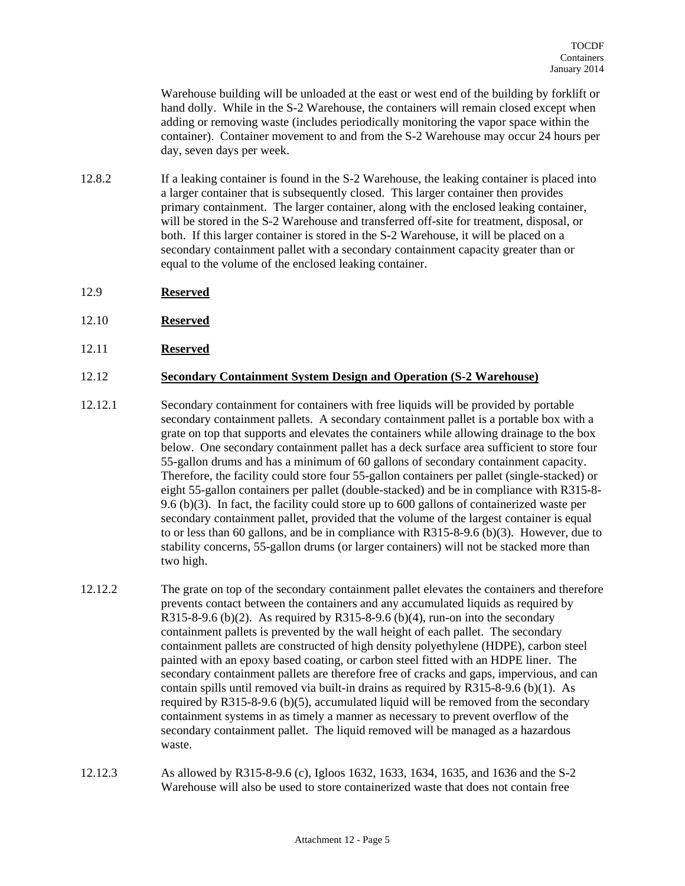Warehouse building will be unloaded at the east or west end of the building by forklift or hand dolly. While in the S-2 Warehouse, the containers will remain closed except when adding or removing waste (includes periodically monitoring the vapor space within the container). Container movement to and from the S-2 Warehouse may occur 24 hours per day, seven days per week.

12.8.2 If a leaking container is found in the S-2 Warehouse, the leaking container is placed into a larger container that is subsequently closed. This larger container then provides primary containment. The larger container, along with the enclosed leaking container, will be stored in the S-2 Warehouse and transferred off-site for treatment, disposal, or both. If this larger container is stored in the S-2 Warehouse, it will be placed on a secondary containment pallet with a secondary containment capacity greater than or equal to the volume of the enclosed leaking container.

## 12.9 Reserved

## 12.10 Reserved

## 12.11 Reserved

## 12.12 Secondary Containment System Design and Operation (S-2 Warehouse)

12.12.1 Secondary containment for containers with free liquids will be provided by portable secondary containment pallets. A secondary containment pallet is a portable box with a grate on top that supports and elevates the containers while allowing drainage to the box below. One secondary containment pallet has a deck surface area sufficient to store four 55-gallon drums and has a minimum of 60 gallons of secondary containment capacity. Therefore, the facility could store four 55-gallon containers per pallet (single-stacked) or eight 55-gallon containers per pallet (double-stacked) and be in compliance with R315-8-9.6 (b)(3). In fact, the facility could store up to 600 gallons of containerized waste per secondary containment pallet, provided that the volume of the largest container is equal to or less than 60 gallons, and be in compliance with R315-8-9.6 (b)(3). However, due to stability concerns, 55-gallon drums (or larger containers) will not be stacked more than two high.

12.12.2 The grate on top of the secondary containment pallet elevates the containers and therefore prevents contact between the containers and any accumulated liquids as required by R315-8-9.6 (b)(2). As required by R315-8-9.6 (b)(4), run-on into the secondary containment pallets is prevented by the wall height of each pallet. The secondary containment pallets are constructed of high density polyethylene (HDPE), carbon steel painted with an epoxy based coating, or carbon steel fitted with an HDPE liner. The secondary containment pallets are therefore free of cracks and gaps, impervious, and can contain spills until removed via built-in drains as required by R315-8-9.6 (b)(1). As required by R315-8-9.6 (b)(5), accumulated liquid will be removed from the secondary containment systems in as timely a manner as necessary to prevent overflow of the secondary containment pallet. The liquid removed will be managed as a hazardous waste.

12.12.3 As allowed by R315-8-9.6 (c), Igloos 1632, 1633, 1634, 1635, and 1636 and the S-2 Warehouse will also be used to store containerized waste that does not contain free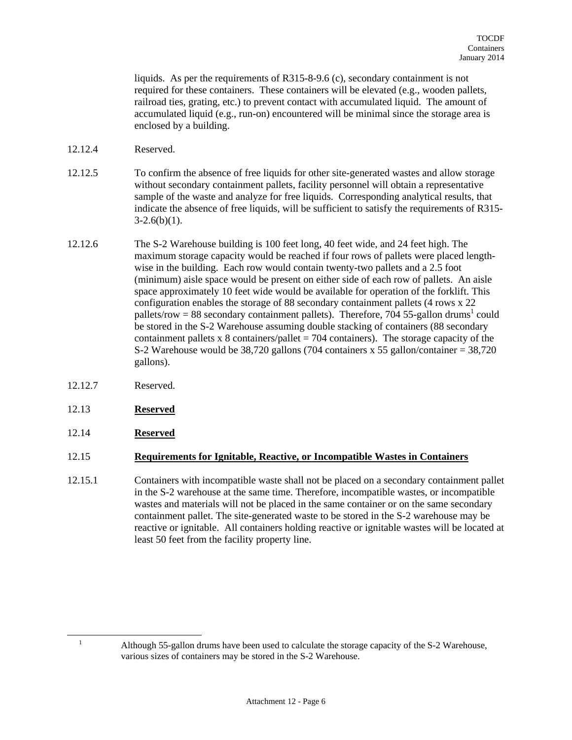liquids. As per the requirements of R315-8-9.6 (c), secondary containment is not required for these containers. These containers will be elevated (e.g., wooden pallets, railroad ties, grating, etc.) to prevent contact with accumulated liquid. The amount of accumulated liquid (e.g., run-on) encountered will be minimal since the storage area is enclosed by a building.

12.12.4 Reserved.

12.12.5 To confirm the absence of free liquids for other site-generated wastes and allow storage without secondary containment pallets, facility personnel will obtain a representative sample of the waste and analyze for free liquids. Corresponding analytical results, that indicate the absence of free liquids, will be sufficient to satisfy the requirements of R315-3-2.6(b)(1).

12.12.6 The S-2 Warehouse building is 100 feet long, 40 feet wide, and 24 feet high. The maximum storage capacity would be reached if four rows of pallets were placed length-wise in the building. Each row would contain twenty-two pallets and a 2.5 foot (minimum) aisle space would be present on either side of each row of pallets. An aisle space approximately 10 feet wide would be available for operation of the forklift. This configuration enables the storage of 88 secondary containment pallets (4 rows x 22 pallets/row = 88 secondary containment pallets). Therefore, 704 55-gallon drums[1] could be stored in the S-2 Warehouse assuming double stacking of containers (88 secondary containment pallets x 8 containers/pallet = 704 containers). The storage capacity of the S-2 Warehouse would be 38,720 gallons (704 containers x 55 gallon/container = 38,720 gallons).

12.12.7 Reserved.

12.13 **Reserved**

12.14 **Reserved**

12.15 **Requirements for Ignitable, Reactive, or Incompatible Wastes in Containers**

12.15.1 Containers with incompatible waste shall not be placed on a secondary containment pallet in the S-2 warehouse at the same time. Therefore, incompatible wastes, or incompatible wastes and materials will not be placed in the same container or on the same secondary containment pallet. The site-generated waste to be stored in the S-2 warehouse may be reactive or ignitable. All containers holding reactive or ignitable wastes will be located at least 50 feet from the facility property line.

[1] Although 55-gallon drums have been used to calculate the storage capacity of the S-2 Warehouse, various sizes of containers may be stored in the S-2 Warehouse.